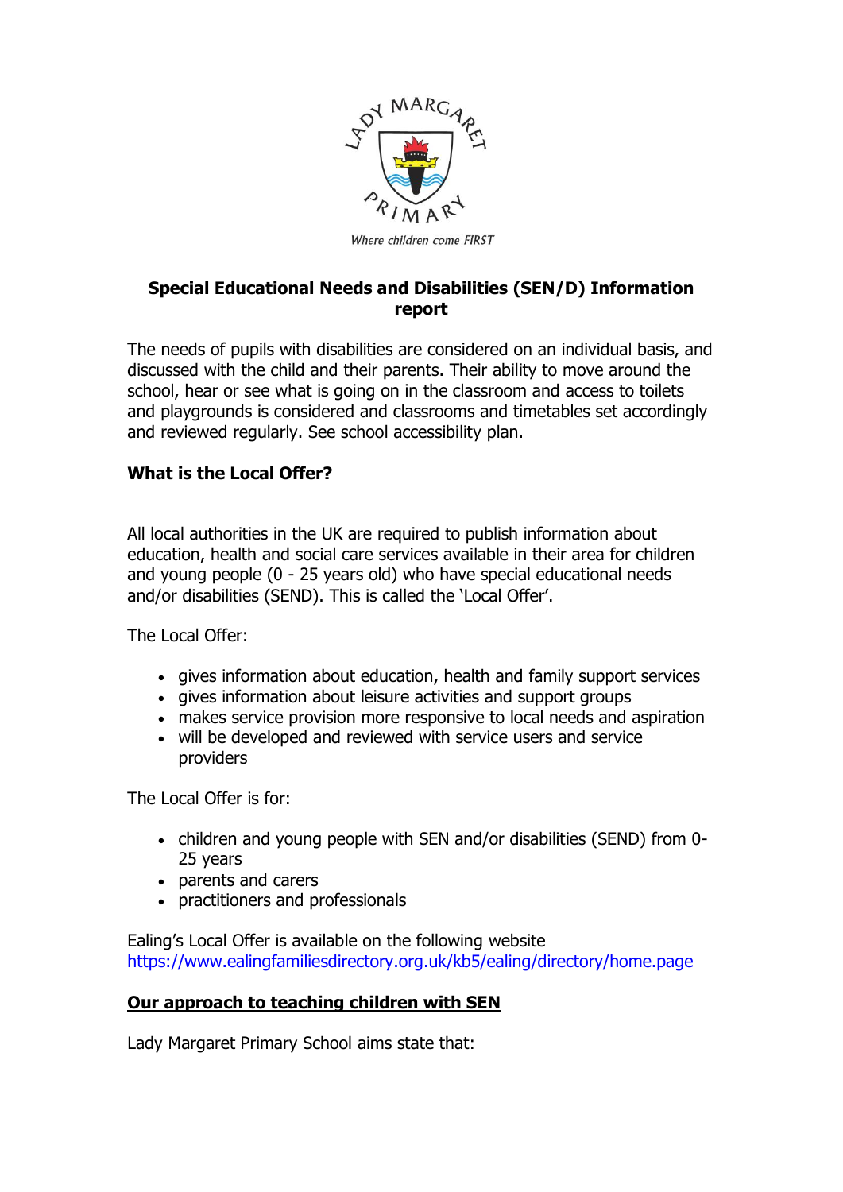LADY MARGARET PRIMARY

*Where children come FIRST*

# Special Educational Needs and Disabilities (SEN/D) Information report

The needs of pupils with disabilities are considered on an individual basis, and discussed with the child and their parents. Their ability to move around the school, hear or see what is going on in the classroom and access to toilets and playgrounds is considered and classrooms and timetables set accordingly and reviewed regularly. See school accessibility plan.

## What is the Local Offer?

All local authorities in the UK are required to publish information about education, health and social care services available in their area for children and young people (0 - 25 years old) who have special educational needs and/or disabilities (SEND). This is called the 'Local Offer'.

The Local Offer:

- gives information about education, health and family support services
- gives information about leisure activities and support groups
- makes service provision more responsive to local needs and aspiration
- will be developed and reviewed with service users and service providers

The Local Offer is for:

- children and young people with SEN and/or disabilities (SEND) from 0-25 years
- parents and carers
- practitioners and professionals

Ealing's Local Offer is available on the following website https://www.ealingfamiliesdirectory.org.uk/kb5/ealing/directory/home.page

## Our approach to teaching children with SEN

Lady Margaret Primary School aims state that: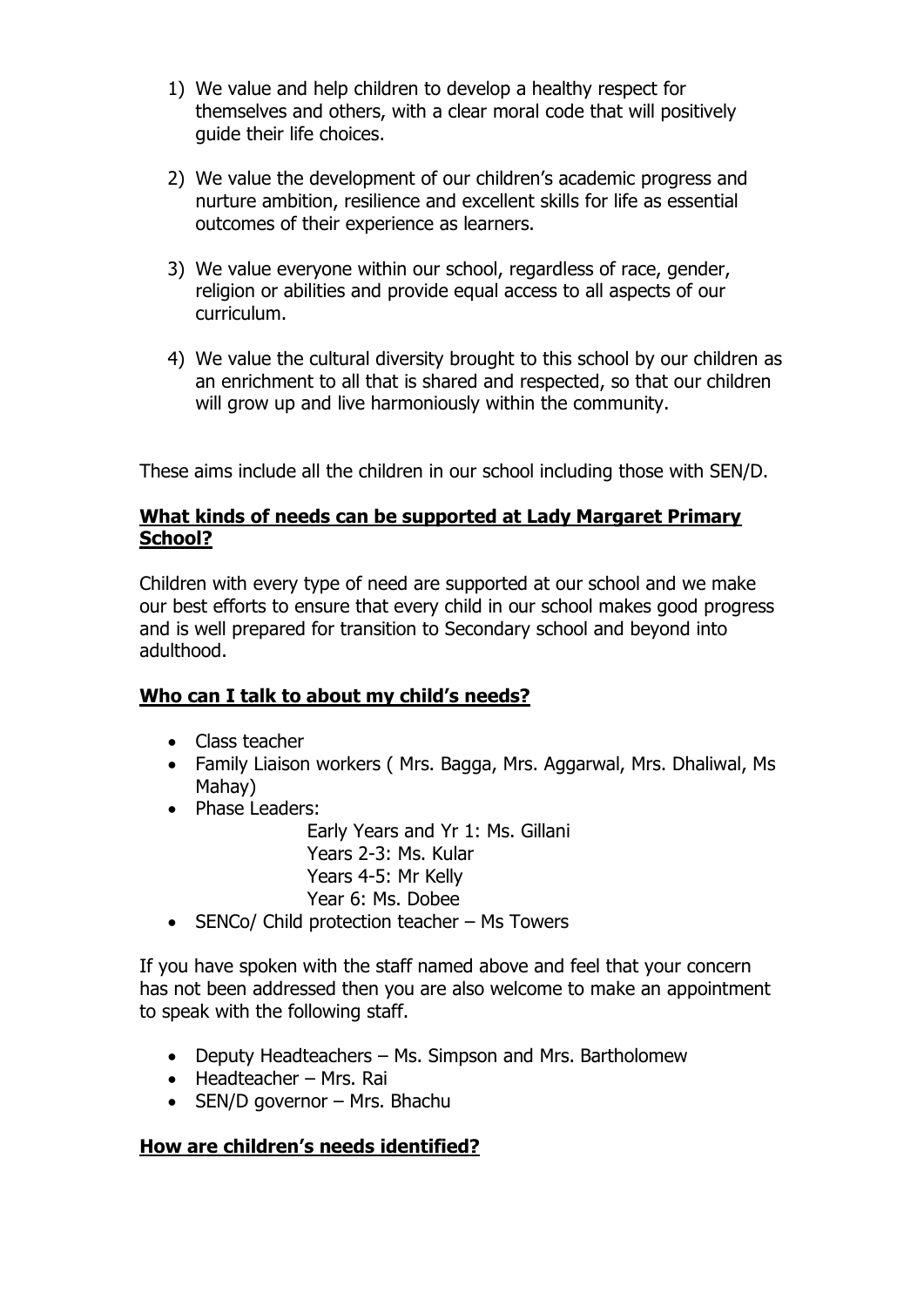1) We value and help children to develop a healthy respect for themselves and others, with a clear moral code that will positively guide their life choices.

2) We value the development of our children's academic progress and nurture ambition, resilience and excellent skills for life as essential outcomes of their experience as learners.

3) We value everyone within our school, regardless of race, gender, religion or abilities and provide equal access to all aspects of our curriculum.

4) We value the cultural diversity brought to this school by our children as an enrichment to all that is shared and respected, so that our children will grow up and live harmoniously within the community.

These aims include all the children in our school including those with SEN/D.

**<u>What kinds of needs can be supported at Lady Margaret Primary School?</u>**

Children with every type of need are supported at our school and we make our best efforts to ensure that every child in our school makes good progress and is well prepared for transition to Secondary school and beyond into adulthood.

**<u>Who can I talk to about my child's needs?</u>**

- Class teacher
- Family Liaison workers ( Mrs. Bagga, Mrs. Aggarwal, Mrs. Dhaliwal, Ms Mahay)
- Phase Leaders:
  - Early Years and Yr 1: Ms. Gillani
  - Years 2-3: Ms. Kular
  - Years 4-5: Mr Kelly
  - Year 6: Ms. Dobee
- SENCo/ Child protection teacher – Ms Towers

If you have spoken with the staff named above and feel that your concern has not been addressed then you are also welcome to make an appointment to speak with the following staff.

- Deputy Headteachers – Ms. Simpson and Mrs. Bartholomew
- Headteacher – Mrs. Rai
- SEN/D governor – Mrs. Bhachu

**<u>How are children's needs identified?</u>**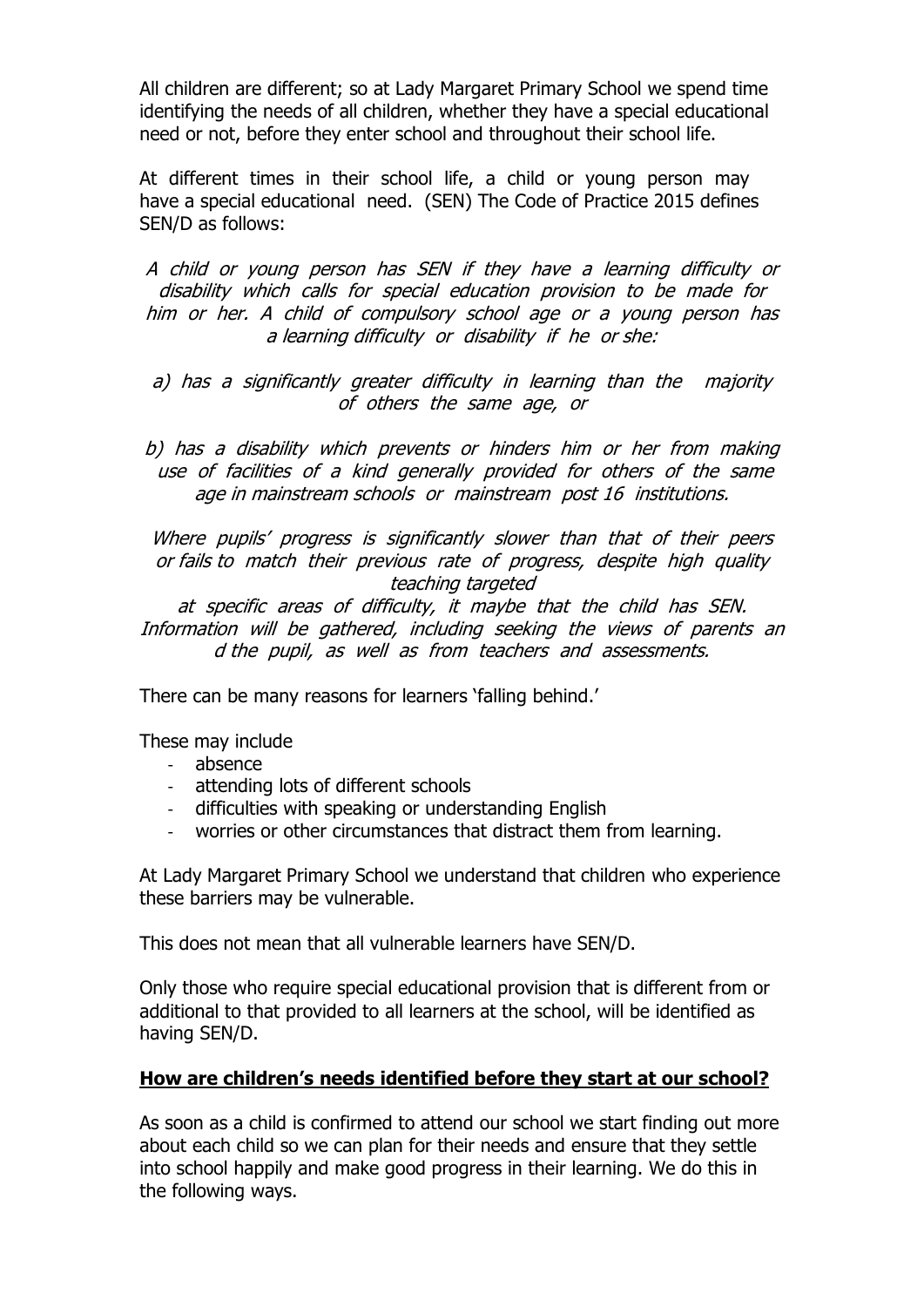All children are different; so at Lady Margaret Primary School we spend time identifying the needs of all children, whether they have a special educational need or not, before they enter school and throughout their school life.

At different times in their school life, a child or young person may have a special educational need. (SEN) The Code of Practice 2015 defines SEN/D as follows:

*A child or young person has SEN if they have a learning difficulty or disability which calls for special education provision to be made for him or her. A child of compulsory school age or a young person has a learning difficulty or disability if he or she:*

*a) has a significantly greater difficulty in learning than the majority of others the same age, or*

*b) has a disability which prevents or hinders him or her from making use of facilities of a kind generally provided for others of the same age in mainstream schools or mainstream post 16 institutions.*

*Where pupils' progress is significantly slower than that of their peers or fails to match their previous rate of progress, despite high quality teaching targeted at specific areas of difficulty, it maybe that the child has SEN. Information will be gathered, including seeking the views of parents an d the pupil, as well as from teachers and assessments.*

There can be many reasons for learners 'falling behind.'

These may include

- absence
- attending lots of different schools
- difficulties with speaking or understanding English
- worries or other circumstances that distract them from learning.

At Lady Margaret Primary School we understand that children who experience these barriers may be vulnerable.

This does not mean that all vulnerable learners have SEN/D.

Only those who require special educational provision that is different from or additional to that provided to all learners at the school, will be identified as having SEN/D.

## **How are children's needs identified before they start at our school?**

As soon as a child is confirmed to attend our school we start finding out more about each child so we can plan for their needs and ensure that they settle into school happily and make good progress in their learning. We do this in the following ways.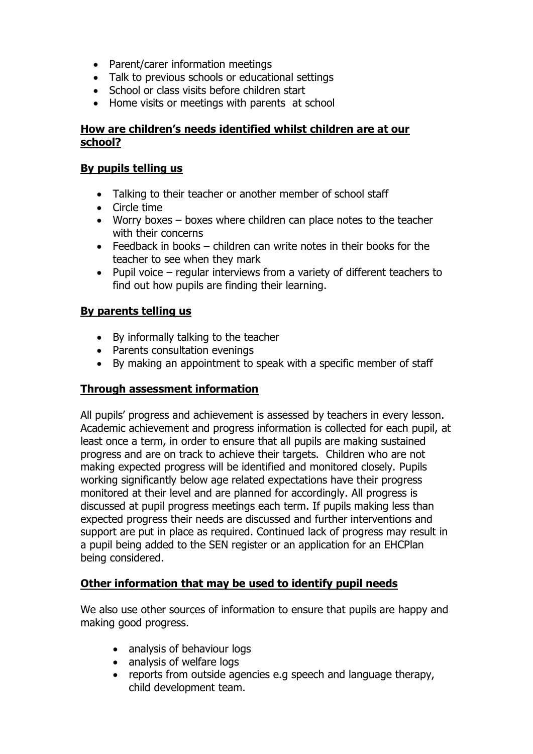- Parent/carer information meetings
- Talk to previous schools or educational settings
- School or class visits before children start
- Home visits or meetings with parents at school

## How are children's needs identified whilst children are at our school?

### By pupils telling us

- Talking to their teacher or another member of school staff
- Circle time
- Worry boxes – boxes where children can place notes to the teacher with their concerns
- Feedback in books – children can write notes in their books for the teacher to see when they mark
- Pupil voice – regular interviews from a variety of different teachers to find out how pupils are finding their learning.

### By parents telling us

- By informally talking to the teacher
- Parents consultation evenings
- By making an appointment to speak with a specific member of staff

### Through assessment information

All pupils' progress and achievement is assessed by teachers in every lesson. Academic achievement and progress information is collected for each pupil, at least once a term, in order to ensure that all pupils are making sustained progress and are on track to achieve their targets. Children who are not making expected progress will be identified and monitored closely. Pupils working significantly below age related expectations have their progress monitored at their level and are planned for accordingly. All progress is discussed at pupil progress meetings each term. If pupils making less than expected progress their needs are discussed and further interventions and support are put in place as required. Continued lack of progress may result in a pupil being added to the SEN register or an application for an EHCPlan being considered.

### Other information that may be used to identify pupil needs

We also use other sources of information to ensure that pupils are happy and making good progress.

- analysis of behaviour logs
- analysis of welfare logs
- reports from outside agencies e.g speech and language therapy, child development team.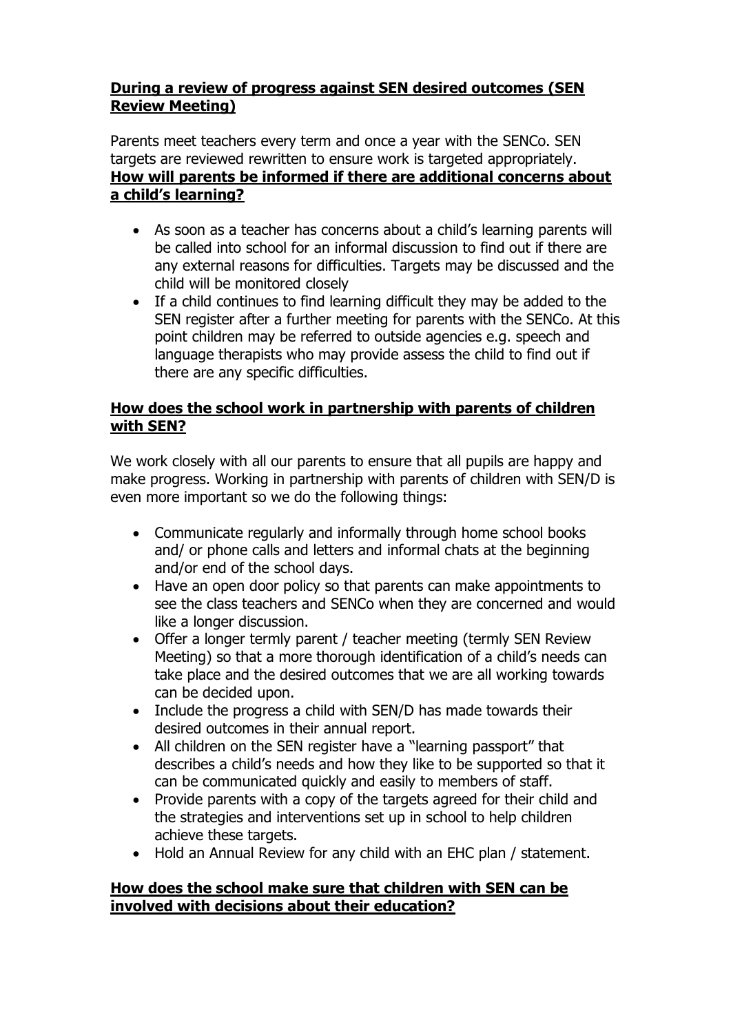**During a review of progress against SEN desired outcomes (SEN Review Meeting)**

Parents meet teachers every term and once a year with the SENCo. SEN targets are reviewed rewritten to ensure work is targeted appropriately.

**How will parents be informed if there are additional concerns about a child's learning?**

- As soon as a teacher has concerns about a child's learning parents will be called into school for an informal discussion to find out if there are any external reasons for difficulties. Targets may be discussed and the child will be monitored closely
- If a child continues to find learning difficult they may be added to the SEN register after a further meeting for parents with the SENCo. At this point children may be referred to outside agencies e.g. speech and language therapists who may provide assess the child to find out if there are any specific difficulties.

**How does the school work in partnership with parents of children with SEN?**

We work closely with all our parents to ensure that all pupils are happy and make progress. Working in partnership with parents of children with SEN/D is even more important so we do the following things:

- Communicate regularly and informally through home school books and/ or phone calls and letters and informal chats at the beginning and/or end of the school days.
- Have an open door policy so that parents can make appointments to see the class teachers and SENCo when they are concerned and would like a longer discussion.
- Offer a longer termly parent / teacher meeting (termly SEN Review Meeting) so that a more thorough identification of a child's needs can take place and the desired outcomes that we are all working towards can be decided upon.
- Include the progress a child with SEN/D has made towards their desired outcomes in their annual report.
- All children on the SEN register have a "learning passport" that describes a child's needs and how they like to be supported so that it can be communicated quickly and easily to members of staff.
- Provide parents with a copy of the targets agreed for their child and the strategies and interventions set up in school to help children achieve these targets.
- Hold an Annual Review for any child with an EHC plan / statement.

**How does the school make sure that children with SEN can be involved with decisions about their education?**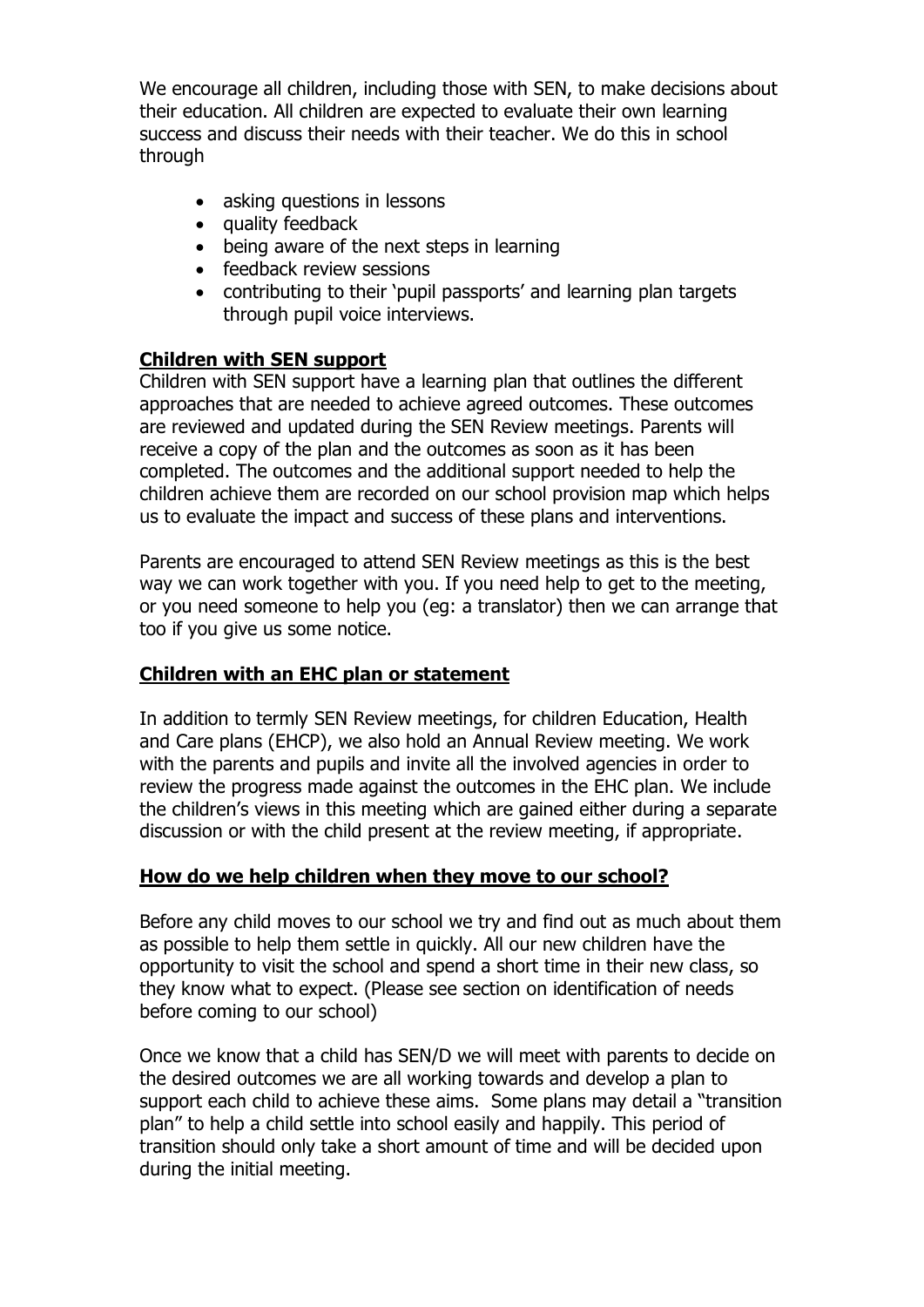We encourage all children, including those with SEN, to make decisions about their education. All children are expected to evaluate their own learning success and discuss their needs with their teacher. We do this in school through

- asking questions in lessons
- quality feedback
- being aware of the next steps in learning
- feedback review sessions
- contributing to their 'pupil passports' and learning plan targets through pupil voice interviews.

## Children with SEN support

Children with SEN support have a learning plan that outlines the different approaches that are needed to achieve agreed outcomes. These outcomes are reviewed and updated during the SEN Review meetings. Parents will receive a copy of the plan and the outcomes as soon as it has been completed. The outcomes and the additional support needed to help the children achieve them are recorded on our school provision map which helps us to evaluate the impact and success of these plans and interventions.

Parents are encouraged to attend SEN Review meetings as this is the best way we can work together with you. If you need help to get to the meeting, or you need someone to help you (eg: a translator) then we can arrange that too if you give us some notice.

## Children with an EHC plan or statement

In addition to termly SEN Review meetings, for children Education, Health and Care plans (EHCP), we also hold an Annual Review meeting. We work with the parents and pupils and invite all the involved agencies in order to review the progress made against the outcomes in the EHC plan. We include the children's views in this meeting which are gained either during a separate discussion or with the child present at the review meeting, if appropriate.

## How do we help children when they move to our school?

Before any child moves to our school we try and find out as much about them as possible to help them settle in quickly. All our new children have the opportunity to visit the school and spend a short time in their new class, so they know what to expect. (Please see section on identification of needs before coming to our school)

Once we know that a child has SEN/D we will meet with parents to decide on the desired outcomes we are all working towards and develop a plan to support each child to achieve these aims. Some plans may detail a "transition plan" to help a child settle into school easily and happily. This period of transition should only take a short amount of time and will be decided upon during the initial meeting.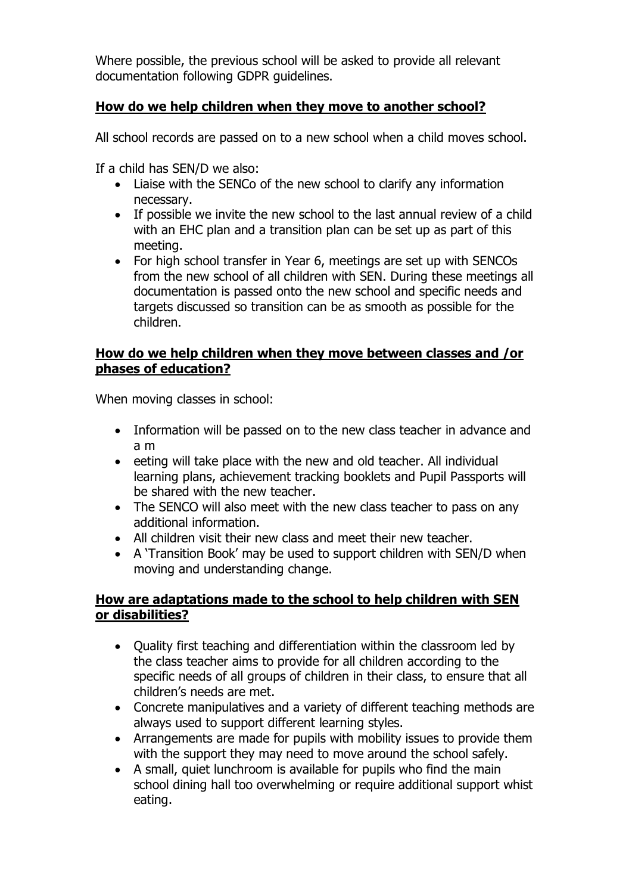Where possible, the previous school will be asked to provide all relevant documentation following GDPR guidelines.

## How do we help children when they move to another school?

All school records are passed on to a new school when a child moves school.

If a child has SEN/D we also:

- Liaise with the SENCo of the new school to clarify any information necessary.
- If possible we invite the new school to the last annual review of a child with an EHC plan and a transition plan can be set up as part of this meeting.
- For high school transfer in Year 6, meetings are set up with SENCOs from the new school of all children with SEN. During these meetings all documentation is passed onto the new school and specific needs and targets discussed so transition can be as smooth as possible for the children.

## How do we help children when they move between classes and /or phases of education?

When moving classes in school:

- Information will be passed on to the new class teacher in advance and a m
- eeting will take place with the new and old teacher. All individual learning plans, achievement tracking booklets and Pupil Passports will be shared with the new teacher.
- The SENCO will also meet with the new class teacher to pass on any additional information.
- All children visit their new class and meet their new teacher.
- A 'Transition Book' may be used to support children with SEN/D when moving and understanding change.

## How are adaptations made to the school to help children with SEN or disabilities?

- Quality first teaching and differentiation within the classroom led by the class teacher aims to provide for all children according to the specific needs of all groups of children in their class, to ensure that all children's needs are met.
- Concrete manipulatives and a variety of different teaching methods are always used to support different learning styles.
- Arrangements are made for pupils with mobility issues to provide them with the support they may need to move around the school safely.
- A small, quiet lunchroom is available for pupils who find the main school dining hall too overwhelming or require additional support whist eating.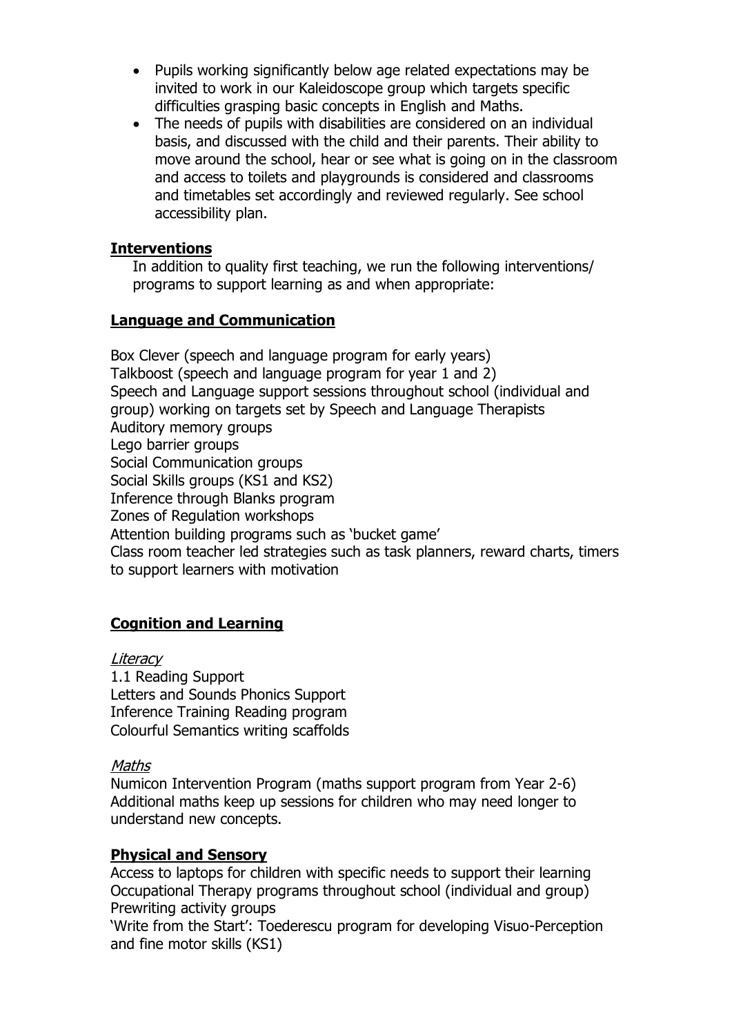- Pupils working significantly below age related expectations may be invited to work in our Kaleidoscope group which targets specific difficulties grasping basic concepts in English and Maths.
- The needs of pupils with disabilities are considered on an individual basis, and discussed with the child and their parents. Their ability to move around the school, hear or see what is going on in the classroom and access to toilets and playgrounds is considered and classrooms and timetables set accordingly and reviewed regularly. See school accessibility plan.

## Interventions

In addition to quality first teaching, we run the following interventions/ programs to support learning as and when appropriate:

## Language and Communication

Box Clever (speech and language program for early years)
Talkboost (speech and language program for year 1 and 2)
Speech and Language support sessions throughout school (individual and group) working on targets set by Speech and Language Therapists
Auditory memory groups
Lego barrier groups
Social Communication groups
Social Skills groups (KS1 and KS2)
Inference through Blanks program
Zones of Regulation workshops
Attention building programs such as 'bucket game'
Class room teacher led strategies such as task planners, reward charts, timers to support learners with motivation

## Cognition and Learning

*Literacy*

1.1 Reading Support
Letters and Sounds Phonics Support
Inference Training Reading program
Colourful Semantics writing scaffolds

*Maths*

Numicon Intervention Program (maths support program from Year 2-6)
Additional maths keep up sessions for children who may need longer to understand new concepts.

## Physical and Sensory

Access to laptops for children with specific needs to support their learning
Occupational Therapy programs throughout school (individual and group)
Prewriting activity groups
'Write from the Start': Toederescu program for developing Visuo-Perception and fine motor skills (KS1)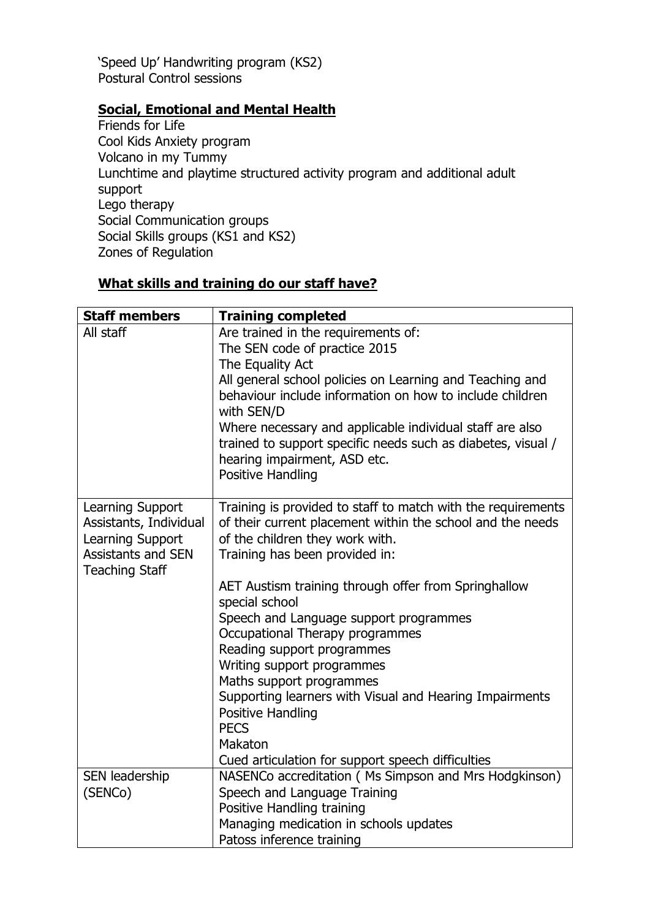'Speed Up' Handwriting program (KS2)
Postural Control sessions

**Social, Emotional and Mental Health**

Friends for Life
Cool Kids Anxiety program
Volcano in my Tummy
Lunchtime and playtime structured activity program and additional adult support
Lego therapy
Social Communication groups
Social Skills groups (KS1 and KS2)
Zones of Regulation

**What skills and training do our staff have?**

| Staff members | Training completed |
|---|---|
| All staff | Are trained in the requirements of:<br>The SEN code of practice 2015<br>The Equality Act<br>All general school policies on Learning and Teaching and behaviour include information on how to include children with SEN/D<br>Where necessary and applicable individual staff are also trained to support specific needs such as diabetes, visual / hearing impairment, ASD etc.<br>Positive Handling |
| Learning Support Assistants, Individual Learning Support Assistants and SEN Teaching Staff | Training is provided to staff to match with the requirements of their current placement within the school and the needs of the children they work with.<br>Training has been provided in:<br><br>AET Austism training through offer from Springhallow special school<br>Speech and Language support programmes<br>Occupational Therapy programmes<br>Reading support programmes<br>Writing support programmes<br>Maths support programmes<br>Supporting learners with Visual and Hearing Impairments<br>Positive Handling<br>PECS<br>Makaton<br>Cued articulation for support speech difficulties |
| SEN leadership (SENCo) | NASENCo accreditation ( Ms Simpson and Mrs Hodgkinson)<br>Speech and Language Training<br>Positive Handling training<br>Managing medication in schools updates<br>Patoss inference training |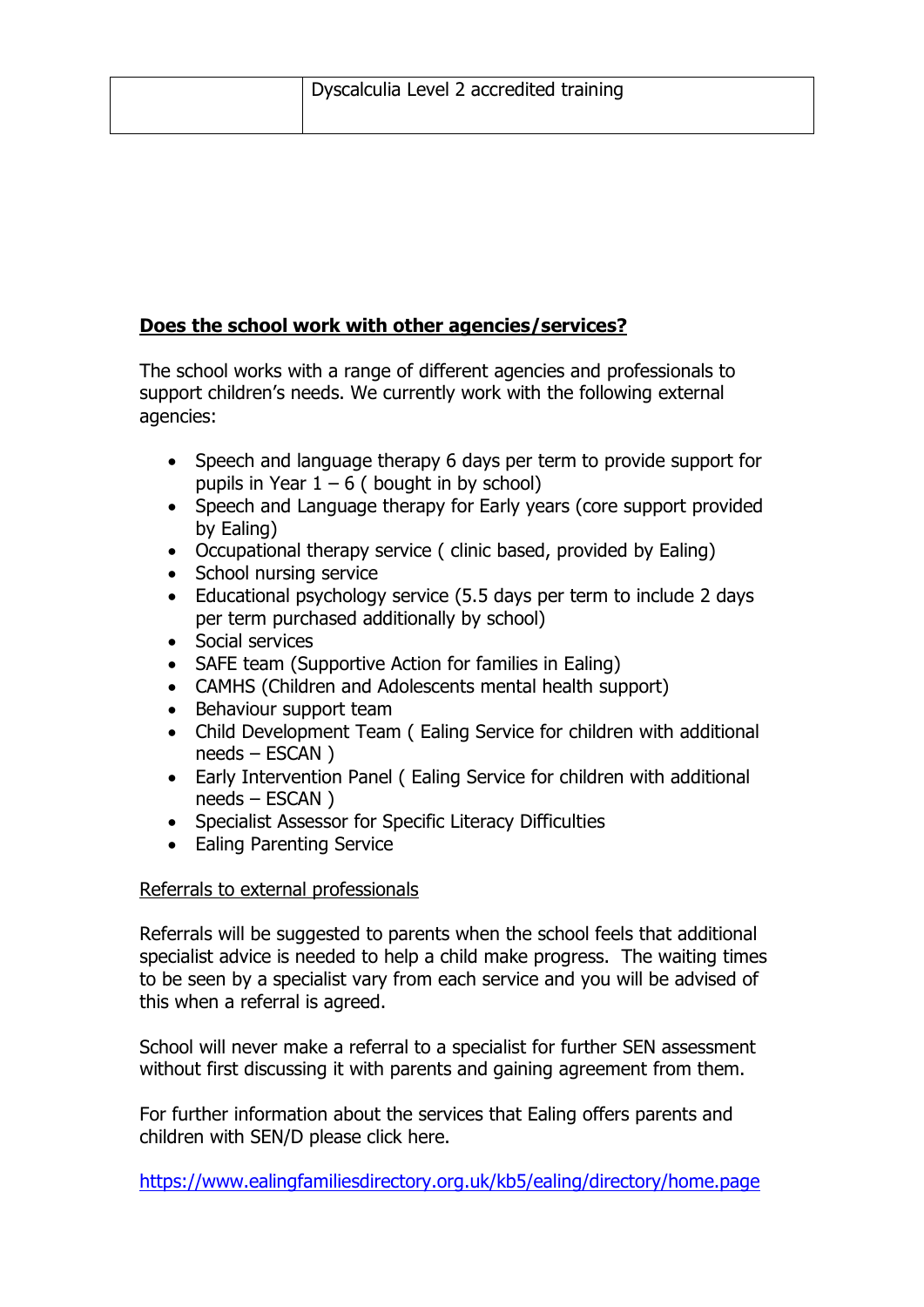| | Dyscalculia Level 2 accredited training |
|---|---|

## **Does the school work with other agencies/services?**

The school works with a range of different agencies and professionals to support children's needs. We currently work with the following external agencies:

- Speech and language therapy 6 days per term to provide support for pupils in Year 1 – 6 ( bought in by school)
- Speech and Language therapy for Early years (core support provided by Ealing)
- Occupational therapy service ( clinic based, provided by Ealing)
- School nursing service
- Educational psychology service (5.5 days per term to include 2 days per term purchased additionally by school)
- Social services
- SAFE team (Supportive Action for families in Ealing)
- CAMHS (Children and Adolescents mental health support)
- Behaviour support team
- Child Development Team ( Ealing Service for children with additional needs – ESCAN )
- Early Intervention Panel ( Ealing Service for children with additional needs – ESCAN )
- Specialist Assessor for Specific Literacy Difficulties
- Ealing Parenting Service

Referrals to external professionals

Referrals will be suggested to parents when the school feels that additional specialist advice is needed to help a child make progress. The waiting times to be seen by a specialist vary from each service and you will be advised of this when a referral is agreed.

School will never make a referral to a specialist for further SEN assessment without first discussing it with parents and gaining agreement from them.

For further information about the services that Ealing offers parents and children with SEN/D please click here.

https://www.ealingfamiliesdirectory.org.uk/kb5/ealing/directory/home.page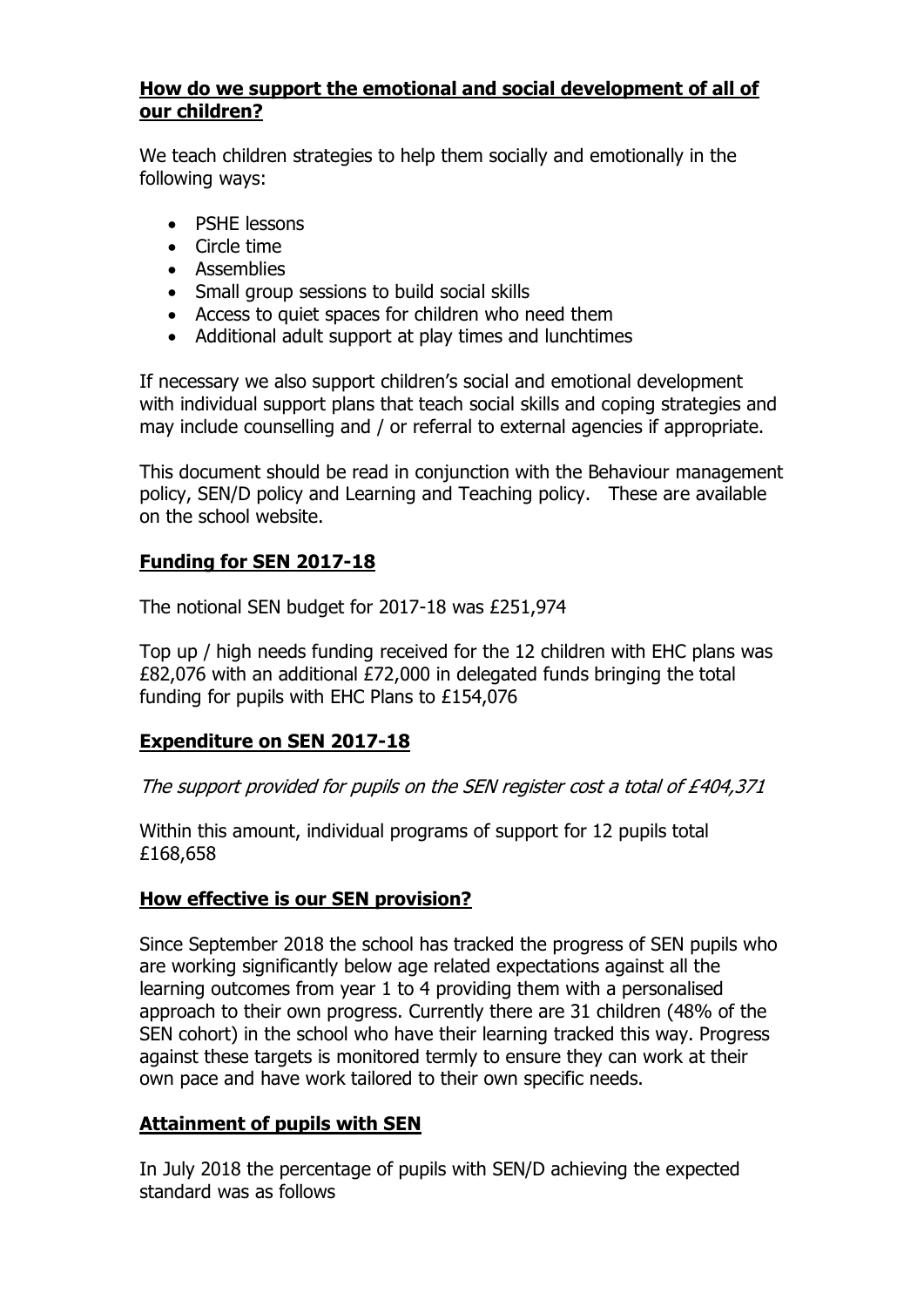**How do we support the emotional and social development of all of our children?**

We teach children strategies to help them socially and emotionally in the following ways:

- PSHE lessons
- Circle time
- Assemblies
- Small group sessions to build social skills
- Access to quiet spaces for children who need them
- Additional adult support at play times and lunchtimes

If necessary we also support children's social and emotional development with individual support plans that teach social skills and coping strategies and may include counselling and / or referral to external agencies if appropriate.

This document should be read in conjunction with the Behaviour management policy, SEN/D policy and Learning and Teaching policy. These are available on the school website.

**Funding for SEN 2017-18**

The notional SEN budget for 2017-18 was £251,974

Top up / high needs funding received for the 12 children with EHC plans was £82,076 with an additional £72,000 in delegated funds bringing the total funding for pupils with EHC Plans to £154,076

**Expenditure on SEN 2017-18**

*The support provided for pupils on the SEN register cost a total of £404,371*

Within this amount, individual programs of support for 12 pupils total £168,658

**How effective is our SEN provision?**

Since September 2018 the school has tracked the progress of SEN pupils who are working significantly below age related expectations against all the learning outcomes from year 1 to 4 providing them with a personalised approach to their own progress. Currently there are 31 children (48% of the SEN cohort) in the school who have their learning tracked this way. Progress against these targets is monitored termly to ensure they can work at their own pace and have work tailored to their own specific needs.

**Attainment of pupils with SEN**

In July 2018 the percentage of pupils with SEN/D achieving the expected standard was as follows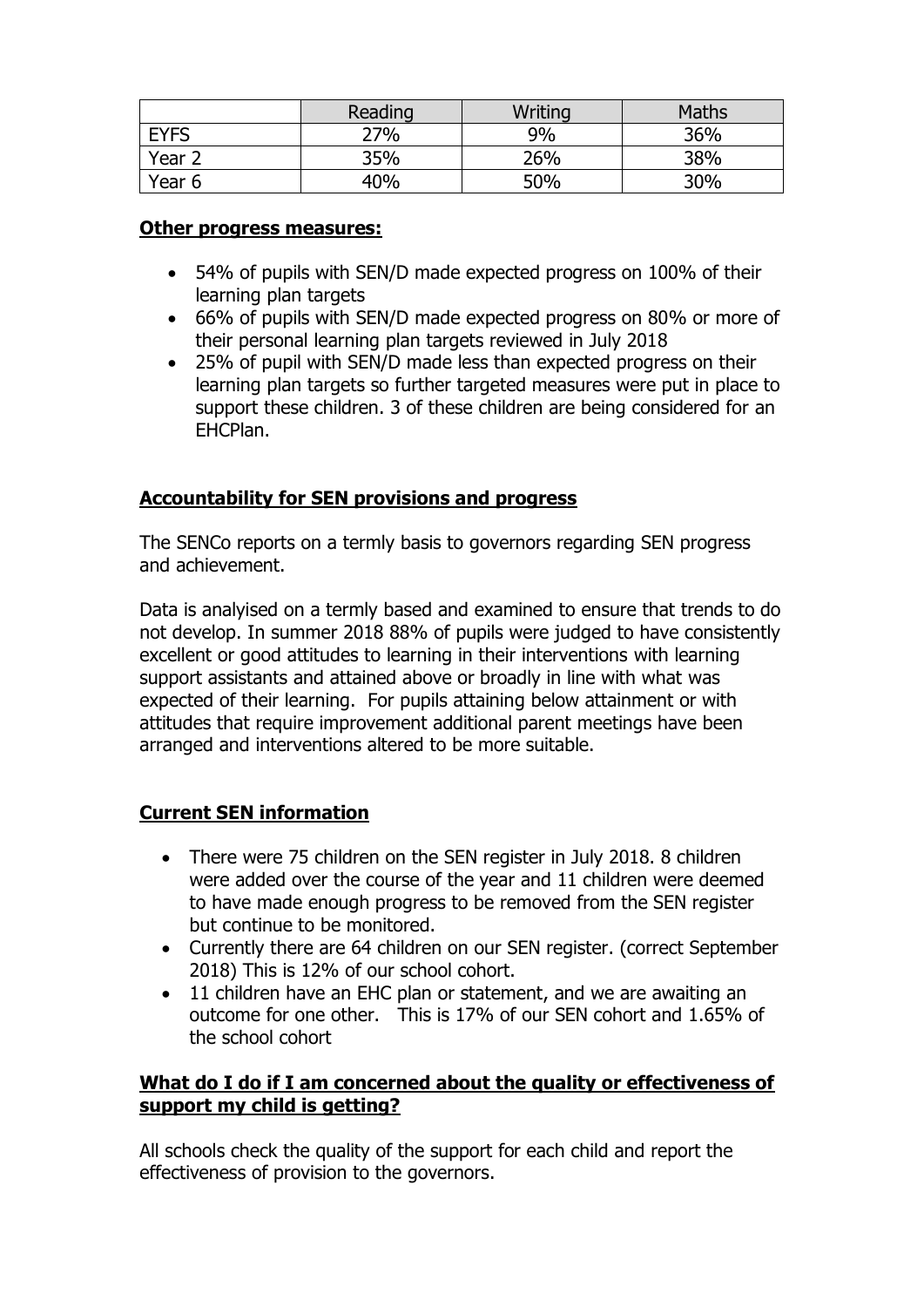| | Reading | Writing | Maths |
|---|---|---|---|
| EYFS | 27% | 9% | 36% |
| Year 2 | 35% | 26% | 38% |
| Year 6 | 40% | 50% | 30% |

**Other progress measures:**

- 54% of pupils with SEN/D made expected progress on 100% of their learning plan targets
- 66% of pupils with SEN/D made expected progress on 80% or more of their personal learning plan targets reviewed in July 2018
- 25% of pupil with SEN/D made less than expected progress on their learning plan targets so further targeted measures were put in place to support these children. 3 of these children are being considered for an EHCPlan.

**Accountability for SEN provisions and progress**

The SENCo reports on a termly basis to governors regarding SEN progress and achievement.

Data is analyised on a termly based and examined to ensure that trends to do not develop. In summer 2018 88% of pupils were judged to have consistently excellent or good attitudes to learning in their interventions with learning support assistants and attained above or broadly in line with what was expected of their learning. For pupils attaining below attainment or with attitudes that require improvement additional parent meetings have been arranged and interventions altered to be more suitable.

**Current SEN information**

- There were 75 children on the SEN register in July 2018. 8 children were added over the course of the year and 11 children were deemed to have made enough progress to be removed from the SEN register but continue to be monitored.
- Currently there are 64 children on our SEN register. (correct September 2018) This is 12% of our school cohort.
- 11 children have an EHC plan or statement, and we are awaiting an outcome for one other. This is 17% of our SEN cohort and 1.65% of the school cohort

**What do I do if I am concerned about the quality or effectiveness of support my child is getting?**

All schools check the quality of the support for each child and report the effectiveness of provision to the governors.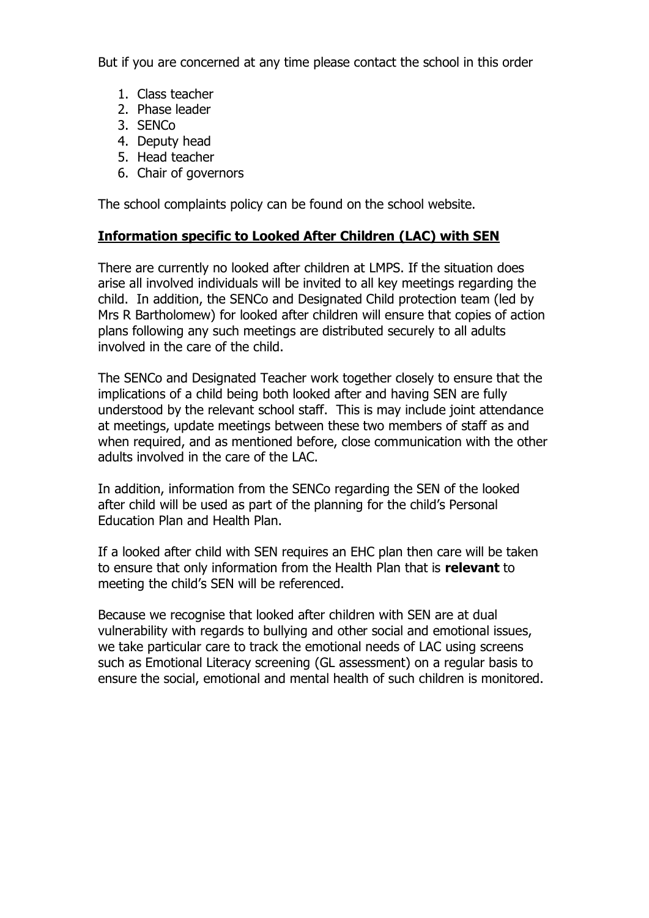But if you are concerned at any time please contact the school in this order

1. Class teacher
2. Phase leader
3. SENCo
4. Deputy head
5. Head teacher
6. Chair of governors

The school complaints policy can be found on the school website.

## **Information specific to Looked After Children (LAC) with SEN**

There are currently no looked after children at LMPS. If the situation does arise all involved individuals will be invited to all key meetings regarding the child. In addition, the SENCo and Designated Child protection team (led by Mrs R Bartholomew) for looked after children will ensure that copies of action plans following any such meetings are distributed securely to all adults involved in the care of the child.

The SENCo and Designated Teacher work together closely to ensure that the implications of a child being both looked after and having SEN are fully understood by the relevant school staff. This is may include joint attendance at meetings, update meetings between these two members of staff as and when required, and as mentioned before, close communication with the other adults involved in the care of the LAC.

In addition, information from the SENCo regarding the SEN of the looked after child will be used as part of the planning for the child's Personal Education Plan and Health Plan.

If a looked after child with SEN requires an EHC plan then care will be taken to ensure that only information from the Health Plan that is **relevant** to meeting the child's SEN will be referenced.

Because we recognise that looked after children with SEN are at dual vulnerability with regards to bullying and other social and emotional issues, we take particular care to track the emotional needs of LAC using screens such as Emotional Literacy screening (GL assessment) on a regular basis to ensure the social, emotional and mental health of such children is monitored.